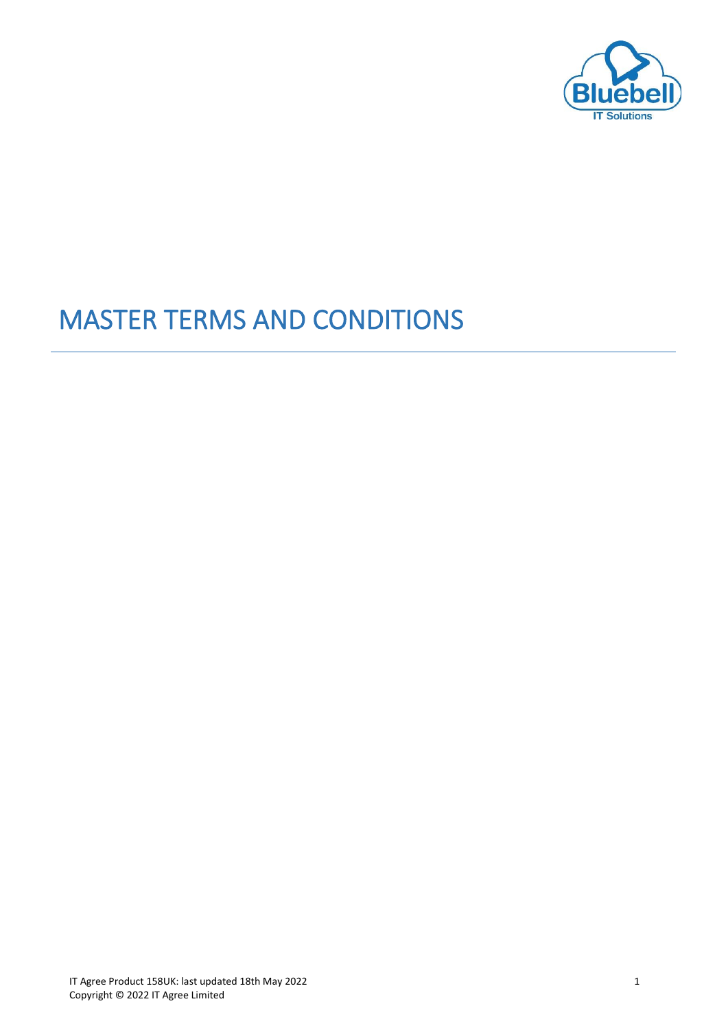# MASTER TERMS AND CONDITIONS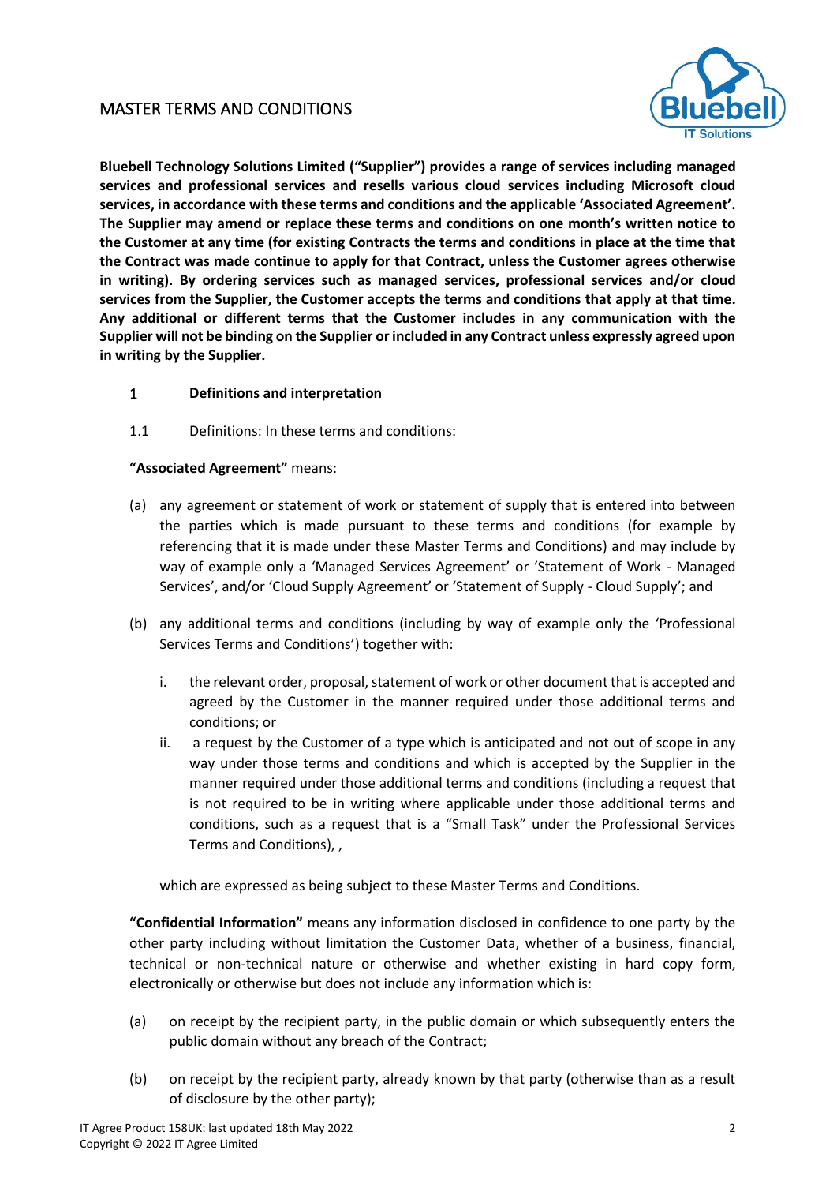# MASTER TERMS AND CONDITIONS

**Bluebell Technology Solutions Limited ("Supplier") provides a range of services including managed services and professional services and resells various cloud services including Microsoft cloud services, in accordance with these terms and conditions and the applicable 'Associated Agreement'. The Supplier may amend or replace these terms and conditions on one month's written notice to the Customer at any time (for existing Contracts the terms and conditions in place at the time that the Contract was made continue to apply for that Contract, unless the Customer agrees otherwise in writing). By ordering services such as managed services, professional services and/or cloud services from the Supplier, the Customer accepts the terms and conditions that apply at that time. Any additional or different terms that the Customer includes in any communication with the Supplier will not be binding on the Supplier or included in any Contract unless expressly agreed upon in writing by the Supplier.**

## 1 Definitions and interpretation

1.1 Definitions: In these terms and conditions:

**"Associated Agreement"** means:

(a) any agreement or statement of work or statement of supply that is entered into between the parties which is made pursuant to these terms and conditions (for example by referencing that it is made under these Master Terms and Conditions) and may include by way of example only a 'Managed Services Agreement' or 'Statement of Work - Managed Services', and/or 'Cloud Supply Agreement' or 'Statement of Supply - Cloud Supply'; and

(b) any additional terms and conditions (including by way of example only the 'Professional Services Terms and Conditions') together with:

   i. the relevant order, proposal, statement of work or other document that is accepted and agreed by the Customer in the manner required under those additional terms and conditions; or

   ii. a request by the Customer of a type which is anticipated and not out of scope in any way under those terms and conditions and which is accepted by the Supplier in the manner required under those additional terms and conditions (including a request that is not required to be in writing where applicable under those additional terms and conditions, such as a request that is a "Small Task" under the Professional Services Terms and Conditions), ,

which are expressed as being subject to these Master Terms and Conditions.

**"Confidential Information"** means any information disclosed in confidence to one party by the other party including without limitation the Customer Data, whether of a business, financial, technical or non-technical nature or otherwise and whether existing in hard copy form, electronically or otherwise but does not include any information which is:

(a) on receipt by the recipient party, in the public domain or which subsequently enters the public domain without any breach of the Contract;

(b) on receipt by the recipient party, already known by that party (otherwise than as a result of disclosure by the other party);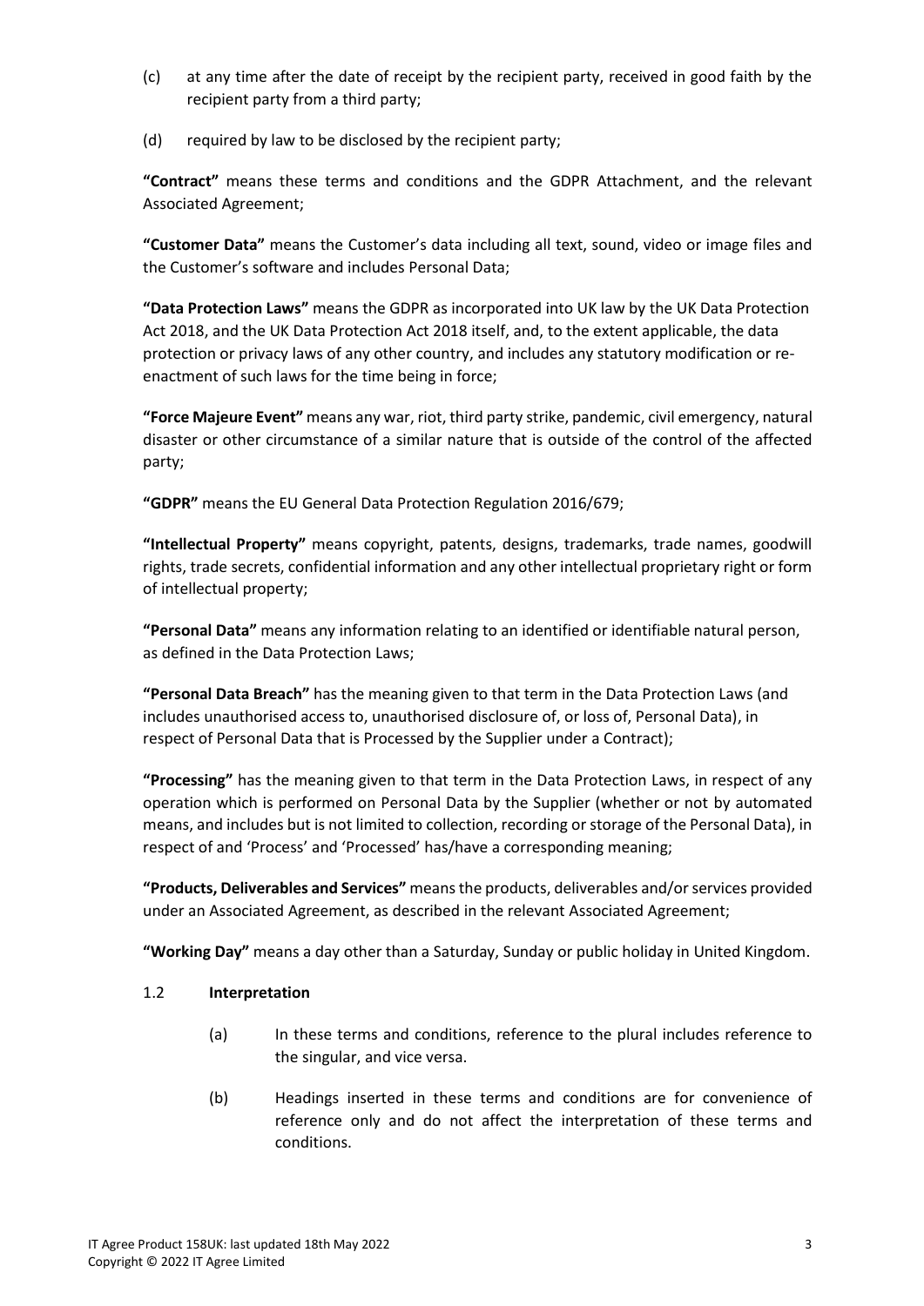(c) at any time after the date of receipt by the recipient party, received in good faith by the recipient party from a third party;

(d) required by law to be disclosed by the recipient party;

**"Contract"** means these terms and conditions and the GDPR Attachment, and the relevant Associated Agreement;

**"Customer Data"** means the Customer's data including all text, sound, video or image files and the Customer's software and includes Personal Data;

**"Data Protection Laws"** means the GDPR as incorporated into UK law by the UK Data Protection Act 2018, and the UK Data Protection Act 2018 itself, and, to the extent applicable, the data protection or privacy laws of any other country, and includes any statutory modification or re-enactment of such laws for the time being in force;

**"Force Majeure Event"** means any war, riot, third party strike, pandemic, civil emergency, natural disaster or other circumstance of a similar nature that is outside of the control of the affected party;

**"GDPR"** means the EU General Data Protection Regulation 2016/679;

**"Intellectual Property"** means copyright, patents, designs, trademarks, trade names, goodwill rights, trade secrets, confidential information and any other intellectual proprietary right or form of intellectual property;

**"Personal Data"** means any information relating to an identified or identifiable natural person, as defined in the Data Protection Laws;

**"Personal Data Breach"** has the meaning given to that term in the Data Protection Laws (and includes unauthorised access to, unauthorised disclosure of, or loss of, Personal Data), in respect of Personal Data that is Processed by the Supplier under a Contract);

**"Processing"** has the meaning given to that term in the Data Protection Laws, in respect of any operation which is performed on Personal Data by the Supplier (whether or not by automated means, and includes but is not limited to collection, recording or storage of the Personal Data), in respect of and 'Process' and 'Processed' has/have a corresponding meaning;

**"Products, Deliverables and Services"** means the products, deliverables and/or services provided under an Associated Agreement, as described in the relevant Associated Agreement;

**"Working Day"** means a day other than a Saturday, Sunday or public holiday in United Kingdom.

1.2 **Interpretation**

(a) In these terms and conditions, reference to the plural includes reference to the singular, and vice versa.

(b) Headings inserted in these terms and conditions are for convenience of reference only and do not affect the interpretation of these terms and conditions.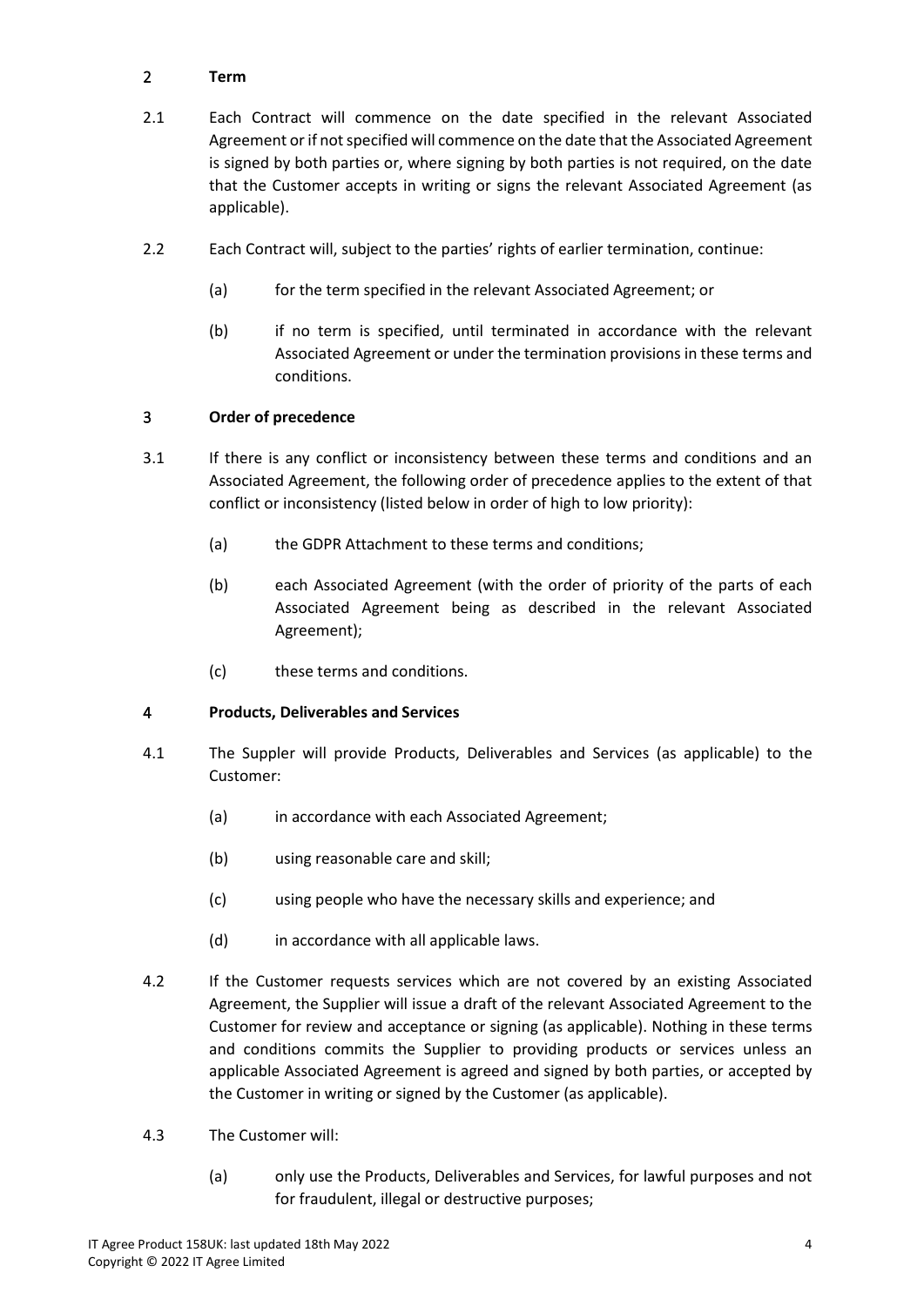## 2 **Term**

2.1 Each Contract will commence on the date specified in the relevant Associated Agreement or if not specified will commence on the date that the Associated Agreement is signed by both parties or, where signing by both parties is not required, on the date that the Customer accepts in writing or signs the relevant Associated Agreement (as applicable).

2.2 Each Contract will, subject to the parties' rights of earlier termination, continue:

(a) for the term specified in the relevant Associated Agreement; or

(b) if no term is specified, until terminated in accordance with the relevant Associated Agreement or under the termination provisions in these terms and conditions.

## 3 **Order of precedence**

3.1 If there is any conflict or inconsistency between these terms and conditions and an Associated Agreement, the following order of precedence applies to the extent of that conflict or inconsistency (listed below in order of high to low priority):

(a) the GDPR Attachment to these terms and conditions;

(b) each Associated Agreement (with the order of priority of the parts of each Associated Agreement being as described in the relevant Associated Agreement);

(c) these terms and conditions.

## 4 **Products, Deliverables and Services**

4.1 The Suppler will provide Products, Deliverables and Services (as applicable) to the Customer:

(a) in accordance with each Associated Agreement;

(b) using reasonable care and skill;

(c) using people who have the necessary skills and experience; and

(d) in accordance with all applicable laws.

4.2 If the Customer requests services which are not covered by an existing Associated Agreement, the Supplier will issue a draft of the relevant Associated Agreement to the Customer for review and acceptance or signing (as applicable). Nothing in these terms and conditions commits the Supplier to providing products or services unless an applicable Associated Agreement is agreed and signed by both parties, or accepted by the Customer in writing or signed by the Customer (as applicable).

4.3 The Customer will:

(a) only use the Products, Deliverables and Services, for lawful purposes and not for fraudulent, illegal or destructive purposes;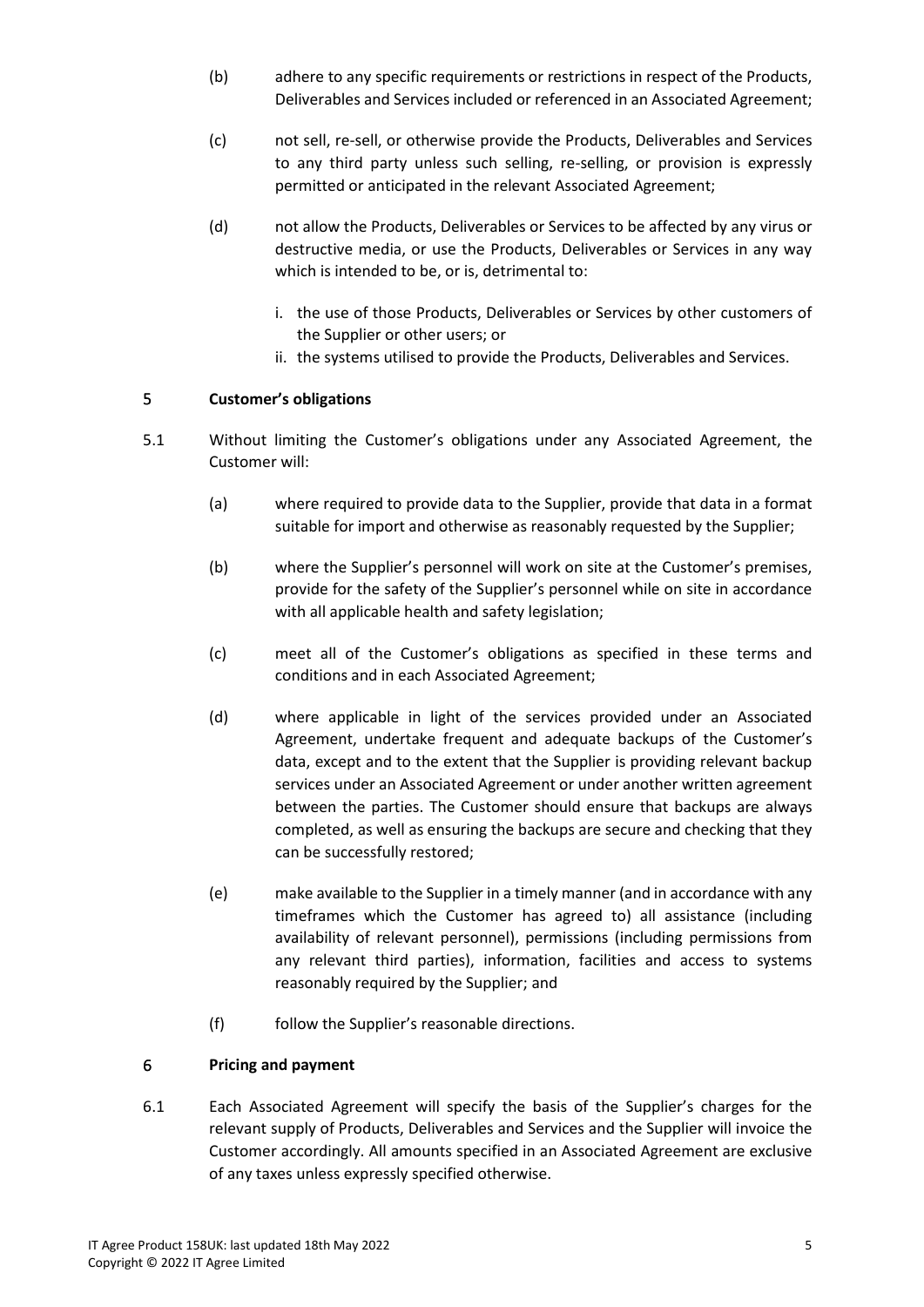(b) adhere to any specific requirements or restrictions in respect of the Products, Deliverables and Services included or referenced in an Associated Agreement;

(c) not sell, re-sell, or otherwise provide the Products, Deliverables and Services to any third party unless such selling, re-selling, or provision is expressly permitted or anticipated in the relevant Associated Agreement;

(d) not allow the Products, Deliverables or Services to be affected by any virus or destructive media, or use the Products, Deliverables or Services in any way which is intended to be, or is, detrimental to:

   i. the use of those Products, Deliverables or Services by other customers of the Supplier or other users; or
   ii. the systems utilised to provide the Products, Deliverables and Services.

## 5 Customer's obligations

5.1 Without limiting the Customer's obligations under any Associated Agreement, the Customer will:

(a) where required to provide data to the Supplier, provide that data in a format suitable for import and otherwise as reasonably requested by the Supplier;

(b) where the Supplier's personnel will work on site at the Customer's premises, provide for the safety of the Supplier's personnel while on site in accordance with all applicable health and safety legislation;

(c) meet all of the Customer's obligations as specified in these terms and conditions and in each Associated Agreement;

(d) where applicable in light of the services provided under an Associated Agreement, undertake frequent and adequate backups of the Customer's data, except and to the extent that the Supplier is providing relevant backup services under an Associated Agreement or under another written agreement between the parties. The Customer should ensure that backups are always completed, as well as ensuring the backups are secure and checking that they can be successfully restored;

(e) make available to the Supplier in a timely manner (and in accordance with any timeframes which the Customer has agreed to) all assistance (including availability of relevant personnel), permissions (including permissions from any relevant third parties), information, facilities and access to systems reasonably required by the Supplier; and

(f) follow the Supplier's reasonable directions.

## 6 Pricing and payment

6.1 Each Associated Agreement will specify the basis of the Supplier's charges for the relevant supply of Products, Deliverables and Services and the Supplier will invoice the Customer accordingly. All amounts specified in an Associated Agreement are exclusive of any taxes unless expressly specified otherwise.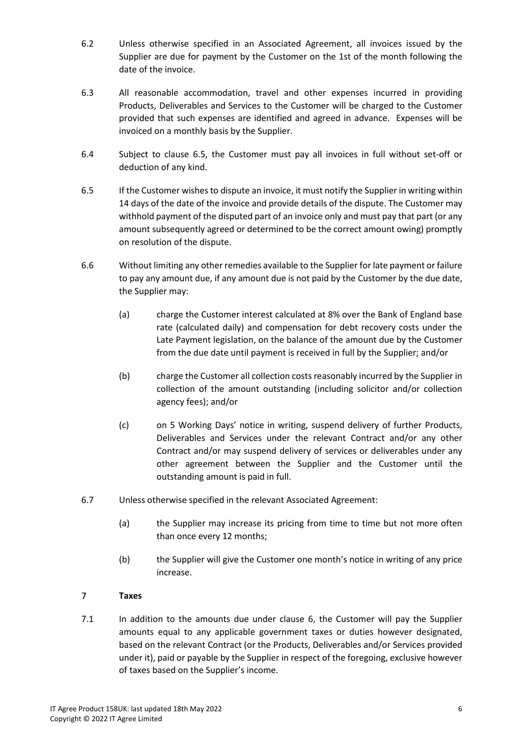6.2 Unless otherwise specified in an Associated Agreement, all invoices issued by the Supplier are due for payment by the Customer on the 1st of the month following the date of the invoice.

6.3 All reasonable accommodation, travel and other expenses incurred in providing Products, Deliverables and Services to the Customer will be charged to the Customer provided that such expenses are identified and agreed in advance. Expenses will be invoiced on a monthly basis by the Supplier.

6.4 Subject to clause 6.5, the Customer must pay all invoices in full without set-off or deduction of any kind.

6.5 If the Customer wishes to dispute an invoice, it must notify the Supplier in writing within 14 days of the date of the invoice and provide details of the dispute. The Customer may withhold payment of the disputed part of an invoice only and must pay that part (or any amount subsequently agreed or determined to be the correct amount owing) promptly on resolution of the dispute.

6.6 Without limiting any other remedies available to the Supplier for late payment or failure to pay any amount due, if any amount due is not paid by the Customer by the due date, the Supplier may:

(a) charge the Customer interest calculated at 8% over the Bank of England base rate (calculated daily) and compensation for debt recovery costs under the Late Payment legislation, on the balance of the amount due by the Customer from the due date until payment is received in full by the Supplier; and/or

(b) charge the Customer all collection costs reasonably incurred by the Supplier in collection of the amount outstanding (including solicitor and/or collection agency fees); and/or

(c) on 5 Working Days' notice in writing, suspend delivery of further Products, Deliverables and Services under the relevant Contract and/or any other Contract and/or may suspend delivery of services or deliverables under any other agreement between the Supplier and the Customer until the outstanding amount is paid in full.

6.7 Unless otherwise specified in the relevant Associated Agreement:

(a) the Supplier may increase its pricing from time to time but not more often than once every 12 months;

(b) the Supplier will give the Customer one month's notice in writing of any price increase.

## 7 Taxes

7.1 In addition to the amounts due under clause 6, the Customer will pay the Supplier amounts equal to any applicable government taxes or duties however designated, based on the relevant Contract (or the Products, Deliverables and/or Services provided under it), paid or payable by the Supplier in respect of the foregoing, exclusive however of taxes based on the Supplier's income.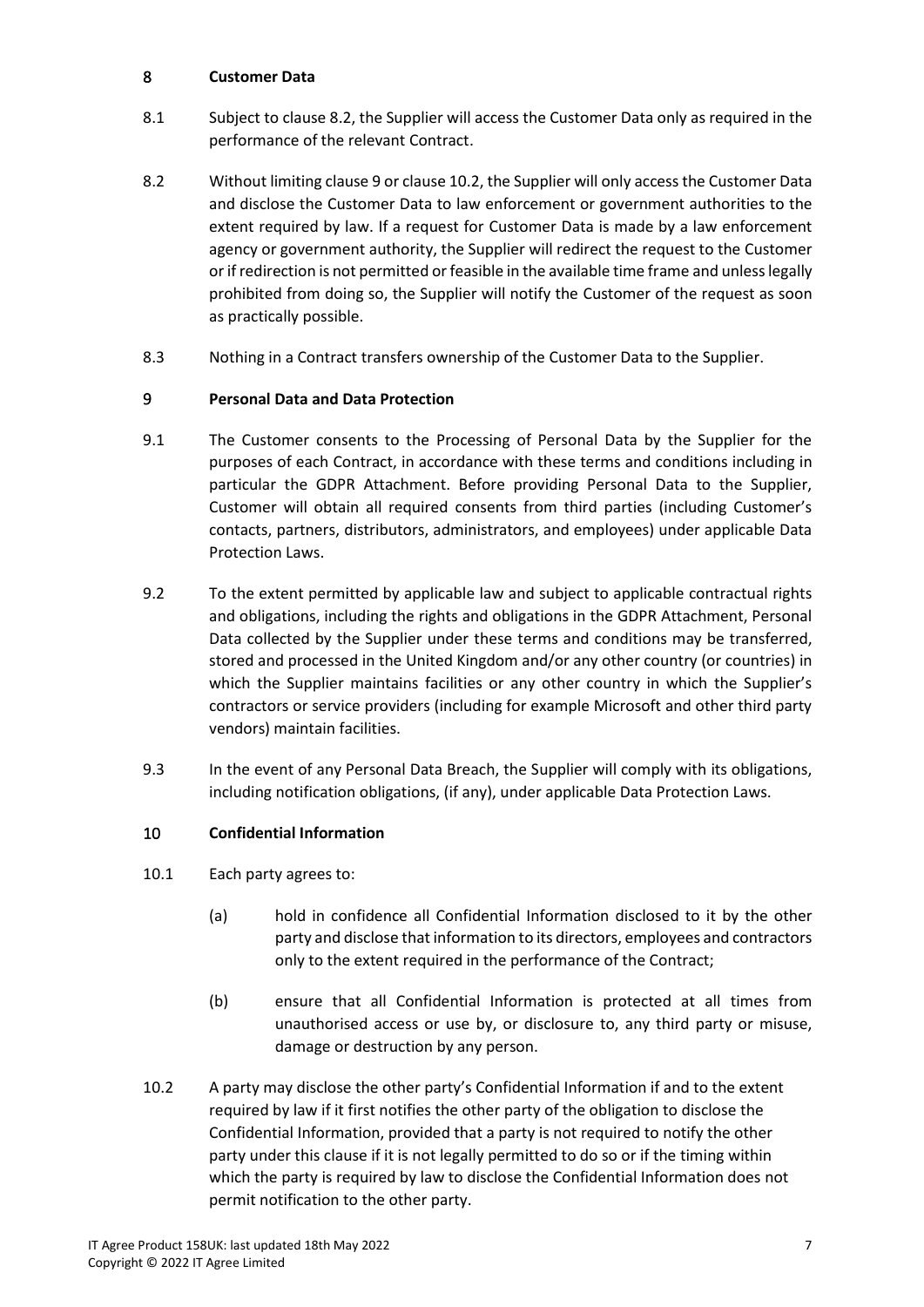## 8 Customer Data

8.1 Subject to clause 8.2, the Supplier will access the Customer Data only as required in the performance of the relevant Contract.

8.2 Without limiting clause 9 or clause 10.2, the Supplier will only access the Customer Data and disclose the Customer Data to law enforcement or government authorities to the extent required by law. If a request for Customer Data is made by a law enforcement agency or government authority, the Supplier will redirect the request to the Customer or if redirection is not permitted or feasible in the available time frame and unless legally prohibited from doing so, the Supplier will notify the Customer of the request as soon as practically possible.

8.3 Nothing in a Contract transfers ownership of the Customer Data to the Supplier.

## 9 Personal Data and Data Protection

9.1 The Customer consents to the Processing of Personal Data by the Supplier for the purposes of each Contract, in accordance with these terms and conditions including in particular the GDPR Attachment. Before providing Personal Data to the Supplier, Customer will obtain all required consents from third parties (including Customer's contacts, partners, distributors, administrators, and employees) under applicable Data Protection Laws.

9.2 To the extent permitted by applicable law and subject to applicable contractual rights and obligations, including the rights and obligations in the GDPR Attachment, Personal Data collected by the Supplier under these terms and conditions may be transferred, stored and processed in the United Kingdom and/or any other country (or countries) in which the Supplier maintains facilities or any other country in which the Supplier's contractors or service providers (including for example Microsoft and other third party vendors) maintain facilities.

9.3 In the event of any Personal Data Breach, the Supplier will comply with its obligations, including notification obligations, (if any), under applicable Data Protection Laws.

## 10 Confidential Information

10.1 Each party agrees to:

(a) hold in confidence all Confidential Information disclosed to it by the other party and disclose that information to its directors, employees and contractors only to the extent required in the performance of the Contract;

(b) ensure that all Confidential Information is protected at all times from unauthorised access or use by, or disclosure to, any third party or misuse, damage or destruction by any person.

10.2 A party may disclose the other party's Confidential Information if and to the extent required by law if it first notifies the other party of the obligation to disclose the Confidential Information, provided that a party is not required to notify the other party under this clause if it is not legally permitted to do so or if the timing within which the party is required by law to disclose the Confidential Information does not permit notification to the other party.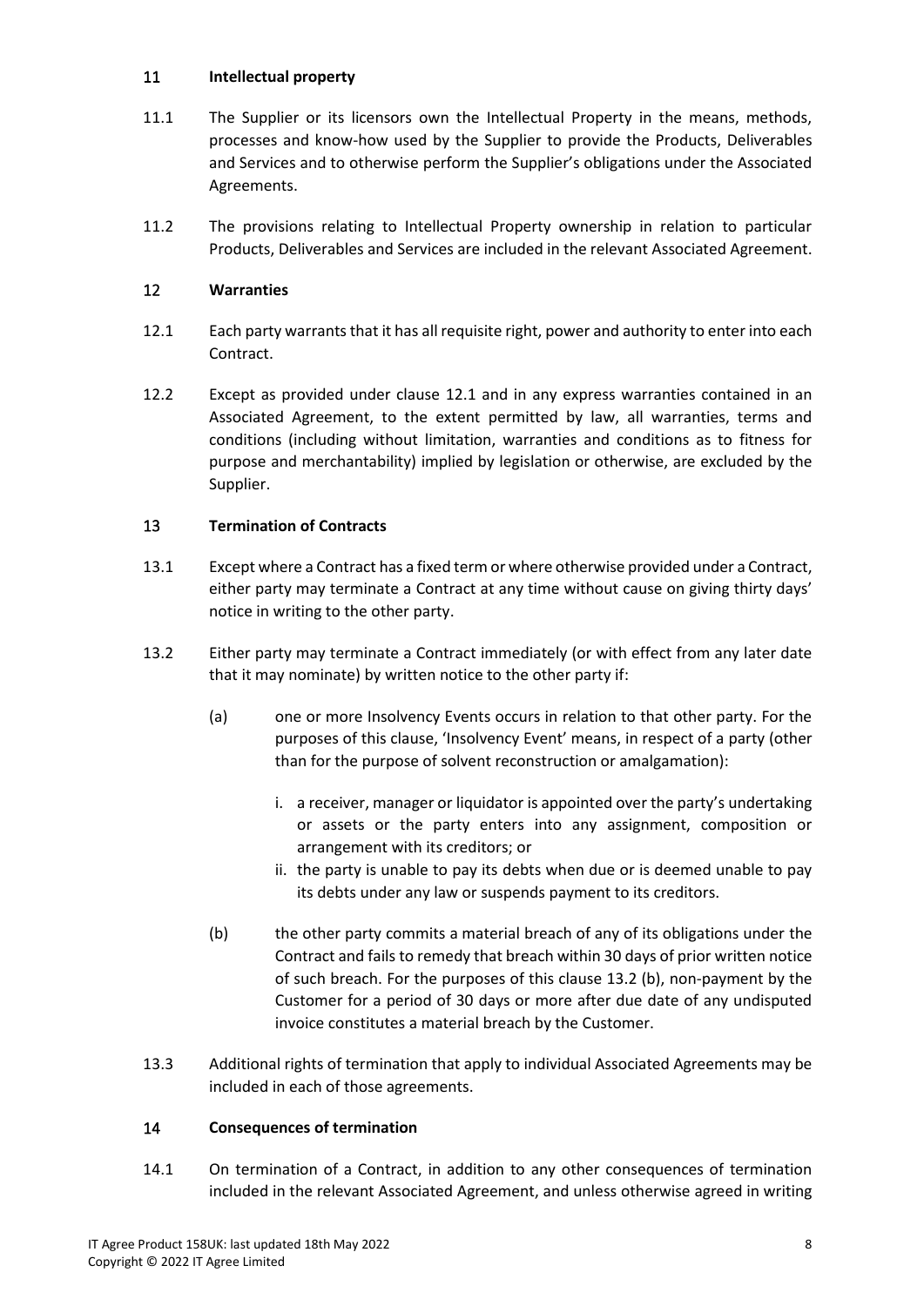## 11 Intellectual property

11.1 The Supplier or its licensors own the Intellectual Property in the means, methods, processes and know-how used by the Supplier to provide the Products, Deliverables and Services and to otherwise perform the Supplier's obligations under the Associated Agreements.

11.2 The provisions relating to Intellectual Property ownership in relation to particular Products, Deliverables and Services are included in the relevant Associated Agreement.

## 12 Warranties

12.1 Each party warrants that it has all requisite right, power and authority to enter into each Contract.

12.2 Except as provided under clause 12.1 and in any express warranties contained in an Associated Agreement, to the extent permitted by law, all warranties, terms and conditions (including without limitation, warranties and conditions as to fitness for purpose and merchantability) implied by legislation or otherwise, are excluded by the Supplier.

## 13 Termination of Contracts

13.1 Except where a Contract has a fixed term or where otherwise provided under a Contract, either party may terminate a Contract at any time without cause on giving thirty days' notice in writing to the other party.

13.2 Either party may terminate a Contract immediately (or with effect from any later date that it may nominate) by written notice to the other party if:

(a) one or more Insolvency Events occurs in relation to that other party. For the purposes of this clause, 'Insolvency Event' means, in respect of a party (other than for the purpose of solvent reconstruction or amalgamation):

i. a receiver, manager or liquidator is appointed over the party's undertaking or assets or the party enters into any assignment, composition or arrangement with its creditors; or

ii. the party is unable to pay its debts when due or is deemed unable to pay its debts under any law or suspends payment to its creditors.

(b) the other party commits a material breach of any of its obligations under the Contract and fails to remedy that breach within 30 days of prior written notice of such breach. For the purposes of this clause 13.2 (b), non-payment by the Customer for a period of 30 days or more after due date of any undisputed invoice constitutes a material breach by the Customer.

13.3 Additional rights of termination that apply to individual Associated Agreements may be included in each of those agreements.

## 14 Consequences of termination

14.1 On termination of a Contract, in addition to any other consequences of termination included in the relevant Associated Agreement, and unless otherwise agreed in writing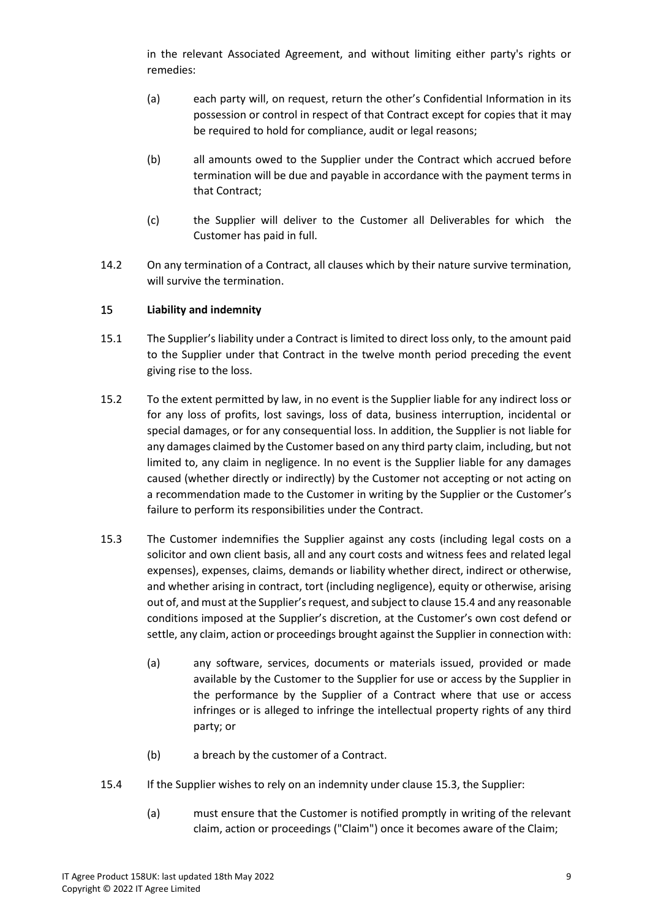in the relevant Associated Agreement, and without limiting either party's rights or remedies:

(a) each party will, on request, return the other's Confidential Information in its possession or control in respect of that Contract except for copies that it may be required to hold for compliance, audit or legal reasons;

(b) all amounts owed to the Supplier under the Contract which accrued before termination will be due and payable in accordance with the payment terms in that Contract;

(c) the Supplier will deliver to the Customer all Deliverables for which the Customer has paid in full.

14.2 On any termination of a Contract, all clauses which by their nature survive termination, will survive the termination.

## 15 Liability and indemnity

15.1 The Supplier's liability under a Contract is limited to direct loss only, to the amount paid to the Supplier under that Contract in the twelve month period preceding the event giving rise to the loss.

15.2 To the extent permitted by law, in no event is the Supplier liable for any indirect loss or for any loss of profits, lost savings, loss of data, business interruption, incidental or special damages, or for any consequential loss. In addition, the Supplier is not liable for any damages claimed by the Customer based on any third party claim, including, but not limited to, any claim in negligence. In no event is the Supplier liable for any damages caused (whether directly or indirectly) by the Customer not accepting or not acting on a recommendation made to the Customer in writing by the Supplier or the Customer's failure to perform its responsibilities under the Contract.

15.3 The Customer indemnifies the Supplier against any costs (including legal costs on a solicitor and own client basis, all and any court costs and witness fees and related legal expenses), expenses, claims, demands or liability whether direct, indirect or otherwise, and whether arising in contract, tort (including negligence), equity or otherwise, arising out of, and must at the Supplier's request, and subject to clause 15.4 and any reasonable conditions imposed at the Supplier's discretion, at the Customer's own cost defend or settle, any claim, action or proceedings brought against the Supplier in connection with:

(a) any software, services, documents or materials issued, provided or made available by the Customer to the Supplier for use or access by the Supplier in the performance by the Supplier of a Contract where that use or access infringes or is alleged to infringe the intellectual property rights of any third party; or

(b) a breach by the customer of a Contract.

15.4 If the Supplier wishes to rely on an indemnity under clause 15.3, the Supplier:

(a) must ensure that the Customer is notified promptly in writing of the relevant claim, action or proceedings ("Claim") once it becomes aware of the Claim;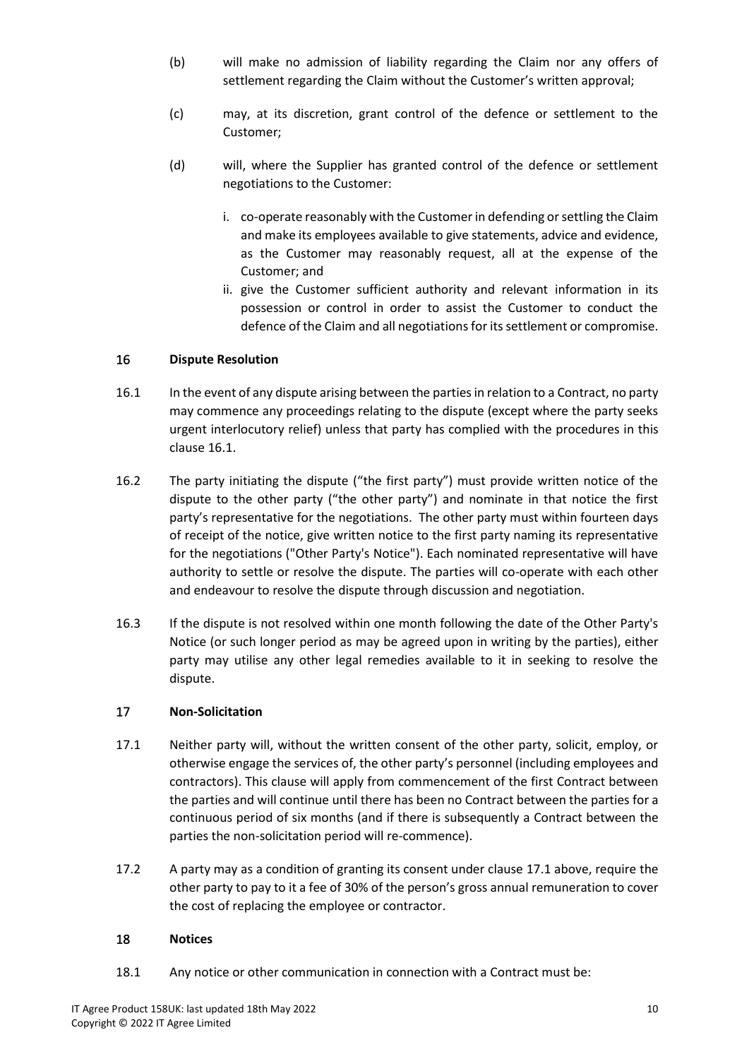(b) will make no admission of liability regarding the Claim nor any offers of settlement regarding the Claim without the Customer's written approval;

(c) may, at its discretion, grant control of the defence or settlement to the Customer;

(d) will, where the Supplier has granted control of the defence or settlement negotiations to the Customer:

i. co-operate reasonably with the Customer in defending or settling the Claim and make its employees available to give statements, advice and evidence, as the Customer may reasonably request, all at the expense of the Customer; and

ii. give the Customer sufficient authority and relevant information in its possession or control in order to assist the Customer to conduct the defence of the Claim and all negotiations for its settlement or compromise.

## 16 Dispute Resolution

16.1 In the event of any dispute arising between the parties in relation to a Contract, no party may commence any proceedings relating to the dispute (except where the party seeks urgent interlocutory relief) unless that party has complied with the procedures in this clause 16.1.

16.2 The party initiating the dispute ("the first party") must provide written notice of the dispute to the other party ("the other party") and nominate in that notice the first party's representative for the negotiations. The other party must within fourteen days of receipt of the notice, give written notice to the first party naming its representative for the negotiations ("Other Party's Notice"). Each nominated representative will have authority to settle or resolve the dispute. The parties will co-operate with each other and endeavour to resolve the dispute through discussion and negotiation.

16.3 If the dispute is not resolved within one month following the date of the Other Party's Notice (or such longer period as may be agreed upon in writing by the parties), either party may utilise any other legal remedies available to it in seeking to resolve the dispute.

## 17 Non-Solicitation

17.1 Neither party will, without the written consent of the other party, solicit, employ, or otherwise engage the services of, the other party's personnel (including employees and contractors). This clause will apply from commencement of the first Contract between the parties and will continue until there has been no Contract between the parties for a continuous period of six months (and if there is subsequently a Contract between the parties the non-solicitation period will re-commence).

17.2 A party may as a condition of granting its consent under clause 17.1 above, require the other party to pay to it a fee of 30% of the person's gross annual remuneration to cover the cost of replacing the employee or contractor.

## 18 Notices

18.1 Any notice or other communication in connection with a Contract must be: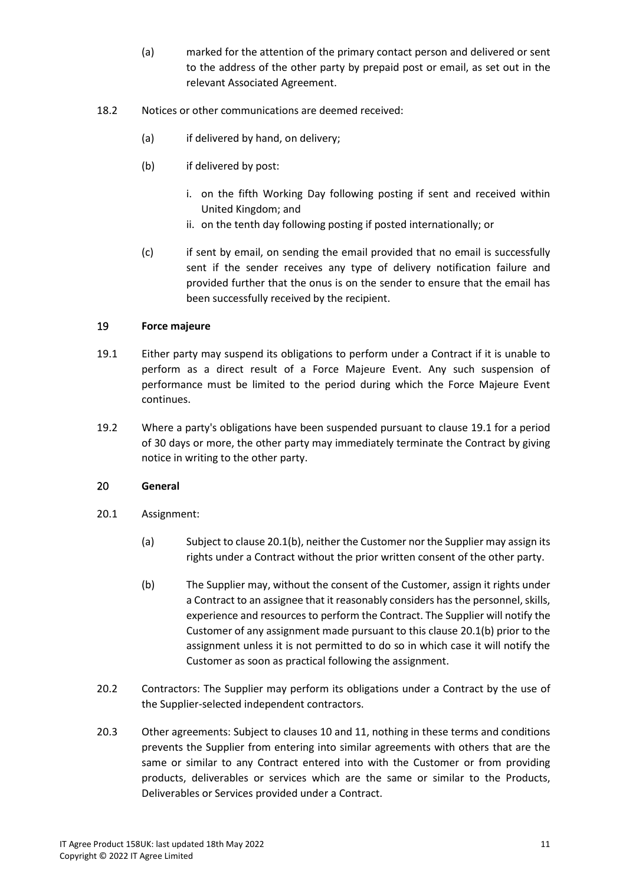(a) marked for the attention of the primary contact person and delivered or sent to the address of the other party by prepaid post or email, as set out in the relevant Associated Agreement.

18.2 Notices or other communications are deemed received:

(a) if delivered by hand, on delivery;

(b) if delivered by post:

i. on the fifth Working Day following posting if sent and received within United Kingdom; and
ii. on the tenth day following posting if posted internationally; or

(c) if sent by email, on sending the email provided that no email is successfully sent if the sender receives any type of delivery notification failure and provided further that the onus is on the sender to ensure that the email has been successfully received by the recipient.

## 19 Force majeure

19.1 Either party may suspend its obligations to perform under a Contract if it is unable to perform as a direct result of a Force Majeure Event. Any such suspension of performance must be limited to the period during which the Force Majeure Event continues.

19.2 Where a party's obligations have been suspended pursuant to clause 19.1 for a period of 30 days or more, the other party may immediately terminate the Contract by giving notice in writing to the other party.

## 20 General

20.1 Assignment:

(a) Subject to clause 20.1(b), neither the Customer nor the Supplier may assign its rights under a Contract without the prior written consent of the other party.

(b) The Supplier may, without the consent of the Customer, assign it rights under a Contract to an assignee that it reasonably considers has the personnel, skills, experience and resources to perform the Contract. The Supplier will notify the Customer of any assignment made pursuant to this clause 20.1(b) prior to the assignment unless it is not permitted to do so in which case it will notify the Customer as soon as practical following the assignment.

20.2 Contractors: The Supplier may perform its obligations under a Contract by the use of the Supplier-selected independent contractors.

20.3 Other agreements: Subject to clauses 10 and 11, nothing in these terms and conditions prevents the Supplier from entering into similar agreements with others that are the same or similar to any Contract entered into with the Customer or from providing products, deliverables or services which are the same or similar to the Products, Deliverables or Services provided under a Contract.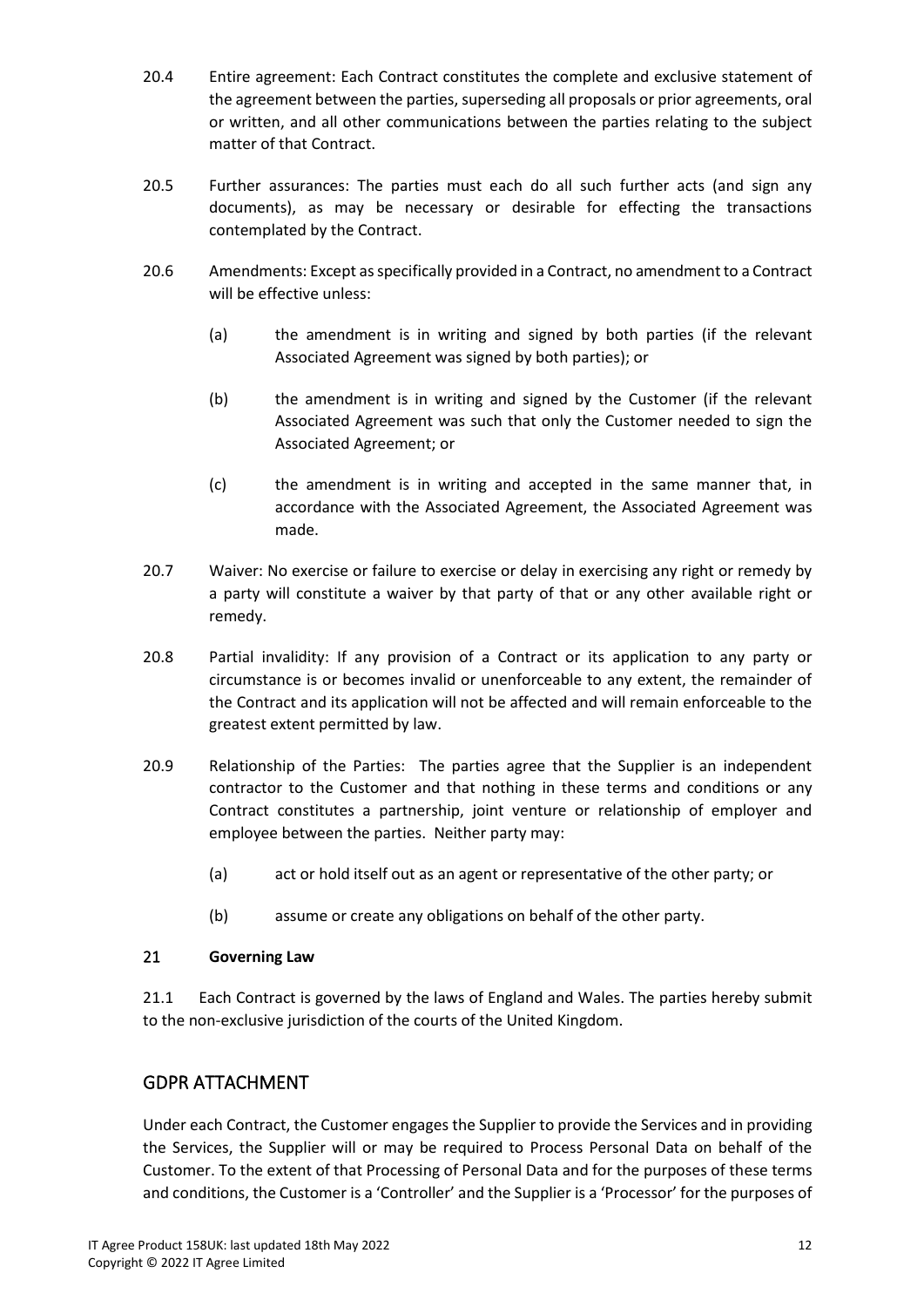20.4 Entire agreement: Each Contract constitutes the complete and exclusive statement of the agreement between the parties, superseding all proposals or prior agreements, oral or written, and all other communications between the parties relating to the subject matter of that Contract.

20.5 Further assurances: The parties must each do all such further acts (and sign any documents), as may be necessary or desirable for effecting the transactions contemplated by the Contract.

20.6 Amendments: Except as specifically provided in a Contract, no amendment to a Contract will be effective unless:

(a) the amendment is in writing and signed by both parties (if the relevant Associated Agreement was signed by both parties); or

(b) the amendment is in writing and signed by the Customer (if the relevant Associated Agreement was such that only the Customer needed to sign the Associated Agreement; or

(c) the amendment is in writing and accepted in the same manner that, in accordance with the Associated Agreement, the Associated Agreement was made.

20.7 Waiver: No exercise or failure to exercise or delay in exercising any right or remedy by a party will constitute a waiver by that party of that or any other available right or remedy.

20.8 Partial invalidity: If any provision of a Contract or its application to any party or circumstance is or becomes invalid or unenforceable to any extent, the remainder of the Contract and its application will not be affected and will remain enforceable to the greatest extent permitted by law.

20.9 Relationship of the Parties: The parties agree that the Supplier is an independent contractor to the Customer and that nothing in these terms and conditions or any Contract constitutes a partnership, joint venture or relationship of employer and employee between the parties. Neither party may:

(a) act or hold itself out as an agent or representative of the other party; or

(b) assume or create any obligations on behalf of the other party.

**21 Governing Law**

21.1 Each Contract is governed by the laws of England and Wales. The parties hereby submit to the non-exclusive jurisdiction of the courts of the United Kingdom.

## GDPR ATTACHMENT

Under each Contract, the Customer engages the Supplier to provide the Services and in providing the Services, the Supplier will or may be required to Process Personal Data on behalf of the Customer. To the extent of that Processing of Personal Data and for the purposes of these terms and conditions, the Customer is a 'Controller' and the Supplier is a 'Processor' for the purposes of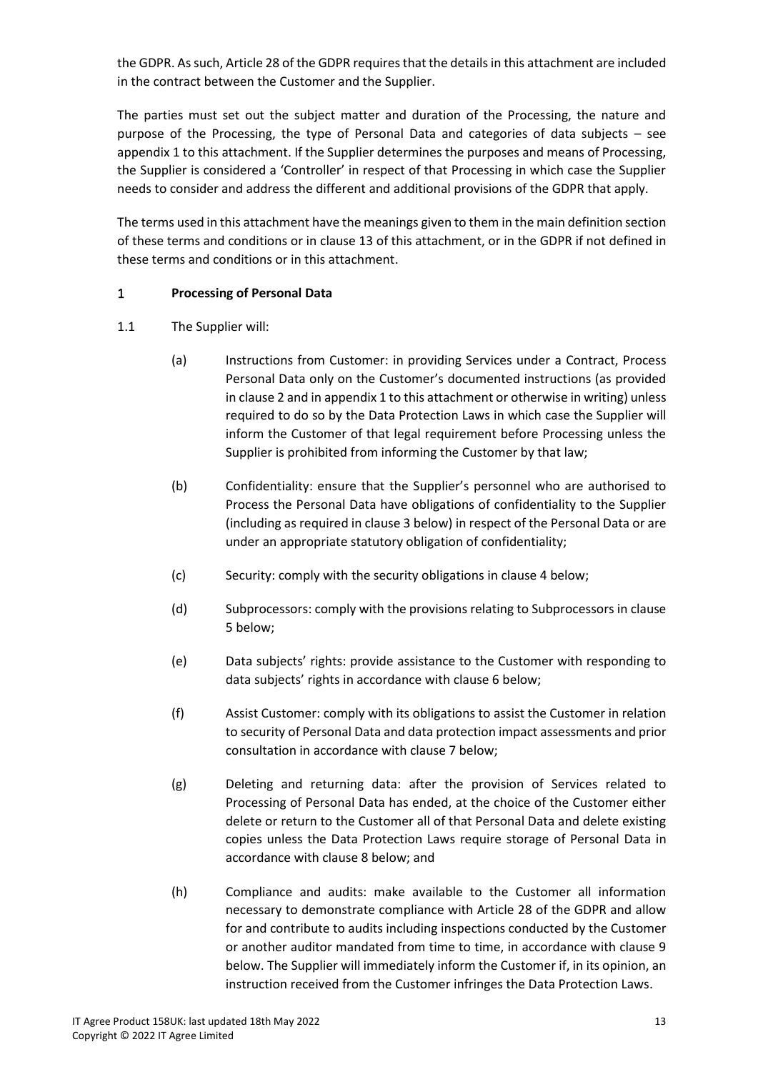the GDPR. As such, Article 28 of the GDPR requires that the details in this attachment are included in the contract between the Customer and the Supplier.

The parties must set out the subject matter and duration of the Processing, the nature and purpose of the Processing, the type of Personal Data and categories of data subjects – see appendix 1 to this attachment. If the Supplier determines the purposes and means of Processing, the Supplier is considered a 'Controller' in respect of that Processing in which case the Supplier needs to consider and address the different and additional provisions of the GDPR that apply.

The terms used in this attachment have the meanings given to them in the main definition section of these terms and conditions or in clause 13 of this attachment, or in the GDPR if not defined in these terms and conditions or in this attachment.

## 1 Processing of Personal Data

1.1 The Supplier will:

(a) Instructions from Customer: in providing Services under a Contract, Process Personal Data only on the Customer's documented instructions (as provided in clause 2 and in appendix 1 to this attachment or otherwise in writing) unless required to do so by the Data Protection Laws in which case the Supplier will inform the Customer of that legal requirement before Processing unless the Supplier is prohibited from informing the Customer by that law;

(b) Confidentiality: ensure that the Supplier's personnel who are authorised to Process the Personal Data have obligations of confidentiality to the Supplier (including as required in clause 3 below) in respect of the Personal Data or are under an appropriate statutory obligation of confidentiality;

(c) Security: comply with the security obligations in clause 4 below;

(d) Subprocessors: comply with the provisions relating to Subprocessors in clause 5 below;

(e) Data subjects' rights: provide assistance to the Customer with responding to data subjects' rights in accordance with clause 6 below;

(f) Assist Customer: comply with its obligations to assist the Customer in relation to security of Personal Data and data protection impact assessments and prior consultation in accordance with clause 7 below;

(g) Deleting and returning data: after the provision of Services related to Processing of Personal Data has ended, at the choice of the Customer either delete or return to the Customer all of that Personal Data and delete existing copies unless the Data Protection Laws require storage of Personal Data in accordance with clause 8 below; and

(h) Compliance and audits: make available to the Customer all information necessary to demonstrate compliance with Article 28 of the GDPR and allow for and contribute to audits including inspections conducted by the Customer or another auditor mandated from time to time, in accordance with clause 9 below. The Supplier will immediately inform the Customer if, in its opinion, an instruction received from the Customer infringes the Data Protection Laws.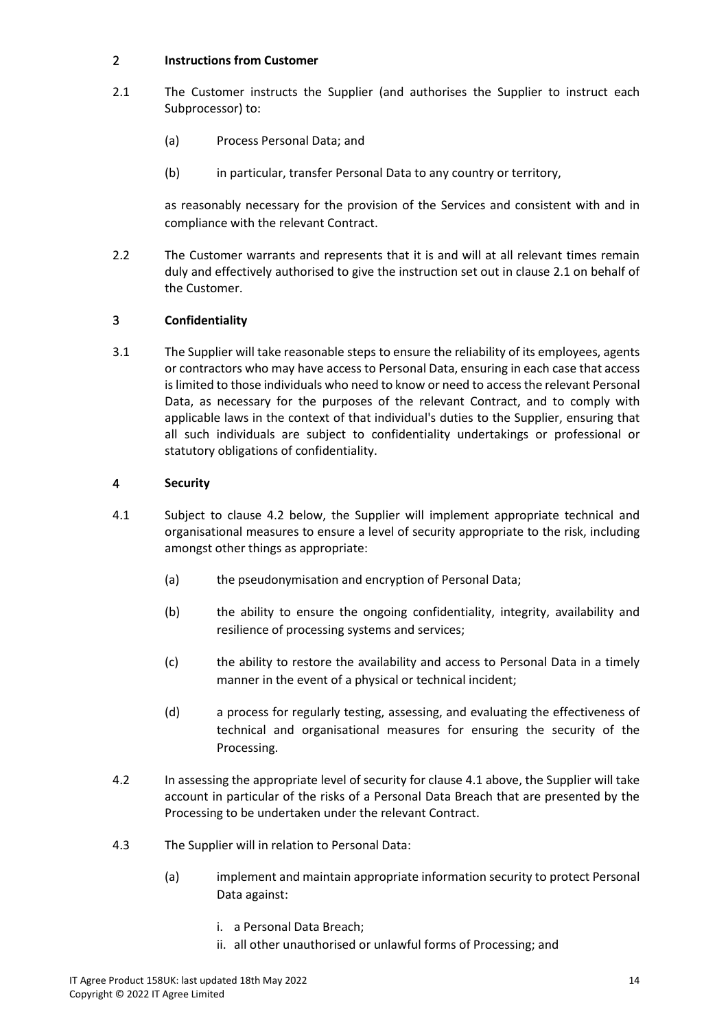## 2 Instructions from Customer

2.1 The Customer instructs the Supplier (and authorises the Supplier to instruct each Subprocessor) to:

(a) Process Personal Data; and

(b) in particular, transfer Personal Data to any country or territory,

as reasonably necessary for the provision of the Services and consistent with and in compliance with the relevant Contract.

2.2 The Customer warrants and represents that it is and will at all relevant times remain duly and effectively authorised to give the instruction set out in clause 2.1 on behalf of the Customer.

## 3 Confidentiality

3.1 The Supplier will take reasonable steps to ensure the reliability of its employees, agents or contractors who may have access to Personal Data, ensuring in each case that access is limited to those individuals who need to know or need to access the relevant Personal Data, as necessary for the purposes of the relevant Contract, and to comply with applicable laws in the context of that individual's duties to the Supplier, ensuring that all such individuals are subject to confidentiality undertakings or professional or statutory obligations of confidentiality.

## 4 Security

4.1 Subject to clause 4.2 below, the Supplier will implement appropriate technical and organisational measures to ensure a level of security appropriate to the risk, including amongst other things as appropriate:

(a) the pseudonymisation and encryption of Personal Data;

(b) the ability to ensure the ongoing confidentiality, integrity, availability and resilience of processing systems and services;

(c) the ability to restore the availability and access to Personal Data in a timely manner in the event of a physical or technical incident;

(d) a process for regularly testing, assessing, and evaluating the effectiveness of technical and organisational measures for ensuring the security of the Processing.

4.2 In assessing the appropriate level of security for clause 4.1 above, the Supplier will take account in particular of the risks of a Personal Data Breach that are presented by the Processing to be undertaken under the relevant Contract.

4.3 The Supplier will in relation to Personal Data:

(a) implement and maintain appropriate information security to protect Personal Data against:

i. a Personal Data Breach;
ii. all other unauthorised or unlawful forms of Processing; and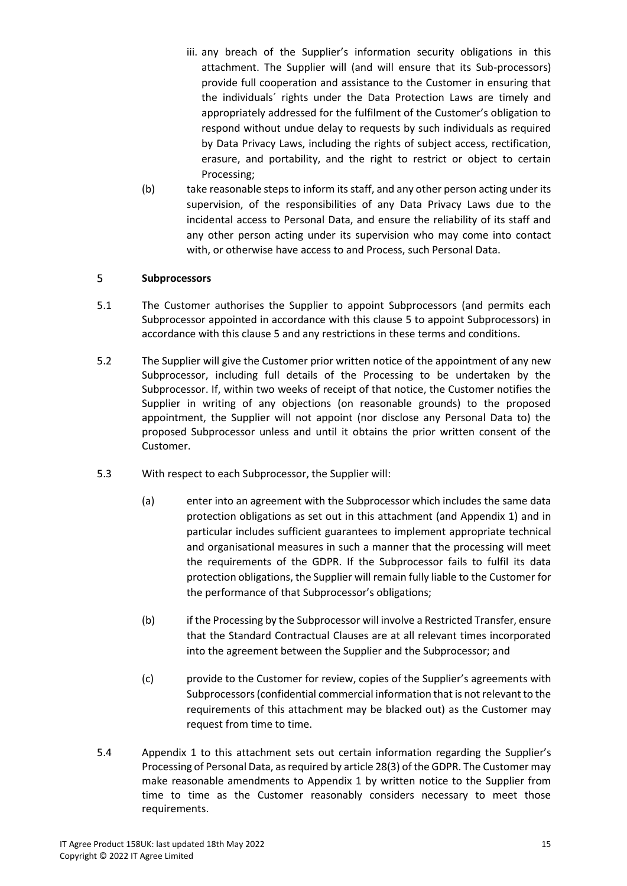iii. any breach of the Supplier's information security obligations in this attachment. The Supplier will (and will ensure that its Sub-processors) provide full cooperation and assistance to the Customer in ensuring that the individuals´ rights under the Data Protection Laws are timely and appropriately addressed for the fulfilment of the Customer's obligation to respond without undue delay to requests by such individuals as required by Data Privacy Laws, including the rights of subject access, rectification, erasure, and portability, and the right to restrict or object to certain Processing;

(b) take reasonable steps to inform its staff, and any other person acting under its supervision, of the responsibilities of any Data Privacy Laws due to the incidental access to Personal Data, and ensure the reliability of its staff and any other person acting under its supervision who may come into contact with, or otherwise have access to and Process, such Personal Data.

## 5 Subprocessors

5.1 The Customer authorises the Supplier to appoint Subprocessors (and permits each Subprocessor appointed in accordance with this clause 5 to appoint Subprocessors) in accordance with this clause 5 and any restrictions in these terms and conditions.

5.2 The Supplier will give the Customer prior written notice of the appointment of any new Subprocessor, including full details of the Processing to be undertaken by the Subprocessor. If, within two weeks of receipt of that notice, the Customer notifies the Supplier in writing of any objections (on reasonable grounds) to the proposed appointment, the Supplier will not appoint (nor disclose any Personal Data to) the proposed Subprocessor unless and until it obtains the prior written consent of the Customer.

5.3 With respect to each Subprocessor, the Supplier will:

(a) enter into an agreement with the Subprocessor which includes the same data protection obligations as set out in this attachment (and Appendix 1) and in particular includes sufficient guarantees to implement appropriate technical and organisational measures in such a manner that the processing will meet the requirements of the GDPR. If the Subprocessor fails to fulfil its data protection obligations, the Supplier will remain fully liable to the Customer for the performance of that Subprocessor's obligations;

(b) if the Processing by the Subprocessor will involve a Restricted Transfer, ensure that the Standard Contractual Clauses are at all relevant times incorporated into the agreement between the Supplier and the Subprocessor; and

(c) provide to the Customer for review, copies of the Supplier's agreements with Subprocessors (confidential commercial information that is not relevant to the requirements of this attachment may be blacked out) as the Customer may request from time to time.

5.4 Appendix 1 to this attachment sets out certain information regarding the Supplier's Processing of Personal Data, as required by article 28(3) of the GDPR. The Customer may make reasonable amendments to Appendix 1 by written notice to the Supplier from time to time as the Customer reasonably considers necessary to meet those requirements.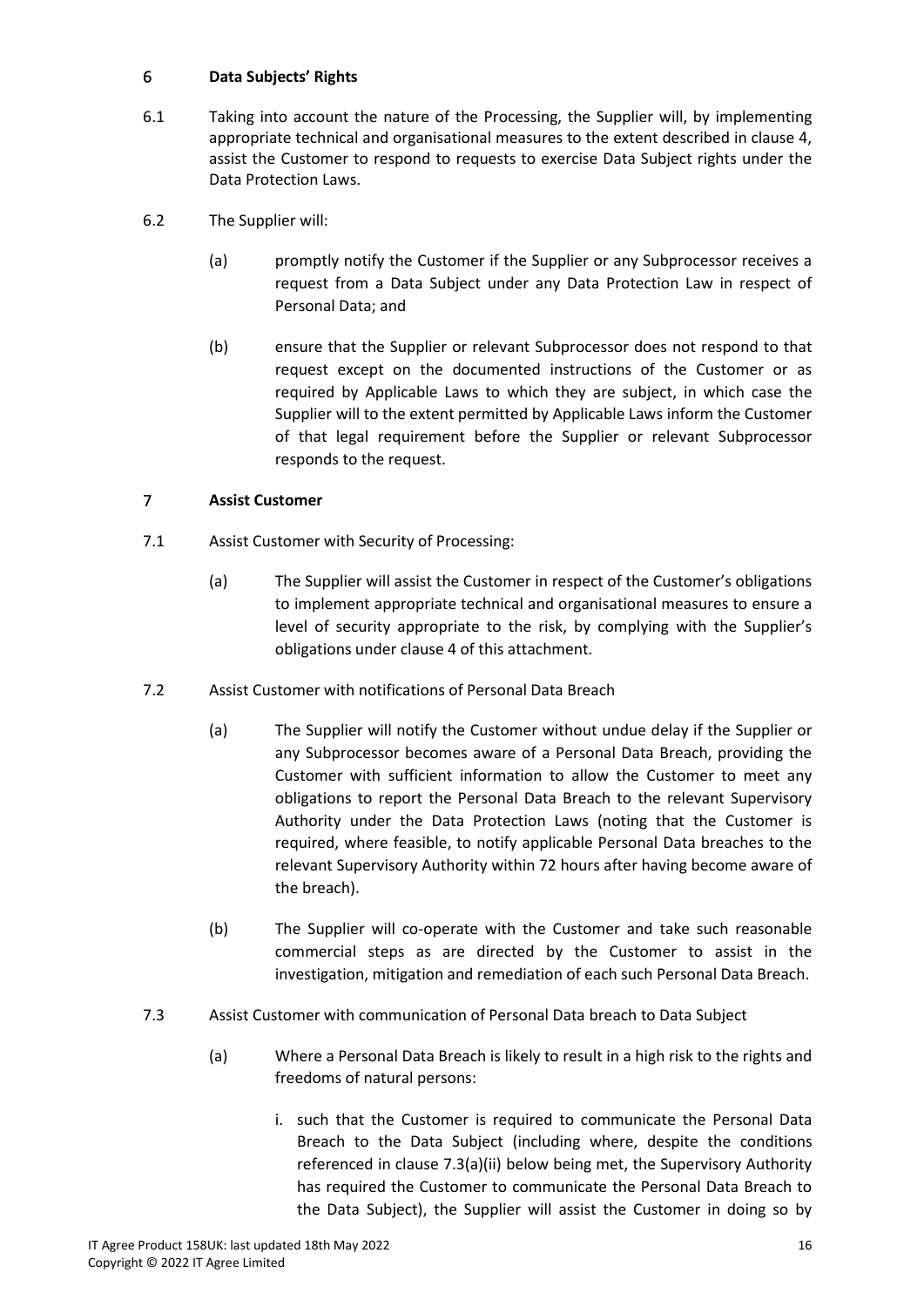## 6 Data Subjects' Rights

6.1 Taking into account the nature of the Processing, the Supplier will, by implementing appropriate technical and organisational measures to the extent described in clause 4, assist the Customer to respond to requests to exercise Data Subject rights under the Data Protection Laws.

6.2 The Supplier will:

(a) promptly notify the Customer if the Supplier or any Subprocessor receives a request from a Data Subject under any Data Protection Law in respect of Personal Data; and

(b) ensure that the Supplier or relevant Subprocessor does not respond to that request except on the documented instructions of the Customer or as required by Applicable Laws to which they are subject, in which case the Supplier will to the extent permitted by Applicable Laws inform the Customer of that legal requirement before the Supplier or relevant Subprocessor responds to the request.

## 7 Assist Customer

7.1 Assist Customer with Security of Processing:

(a) The Supplier will assist the Customer in respect of the Customer's obligations to implement appropriate technical and organisational measures to ensure a level of security appropriate to the risk, by complying with the Supplier's obligations under clause 4 of this attachment.

7.2 Assist Customer with notifications of Personal Data Breach

(a) The Supplier will notify the Customer without undue delay if the Supplier or any Subprocessor becomes aware of a Personal Data Breach, providing the Customer with sufficient information to allow the Customer to meet any obligations to report the Personal Data Breach to the relevant Supervisory Authority under the Data Protection Laws (noting that the Customer is required, where feasible, to notify applicable Personal Data breaches to the relevant Supervisory Authority within 72 hours after having become aware of the breach).

(b) The Supplier will co-operate with the Customer and take such reasonable commercial steps as are directed by the Customer to assist in the investigation, mitigation and remediation of each such Personal Data Breach.

7.3 Assist Customer with communication of Personal Data breach to Data Subject

(a) Where a Personal Data Breach is likely to result in a high risk to the rights and freedoms of natural persons:

i. such that the Customer is required to communicate the Personal Data Breach to the Data Subject (including where, despite the conditions referenced in clause 7.3(a)(ii) below being met, the Supervisory Authority has required the Customer to communicate the Personal Data Breach to the Data Subject), the Supplier will assist the Customer in doing so by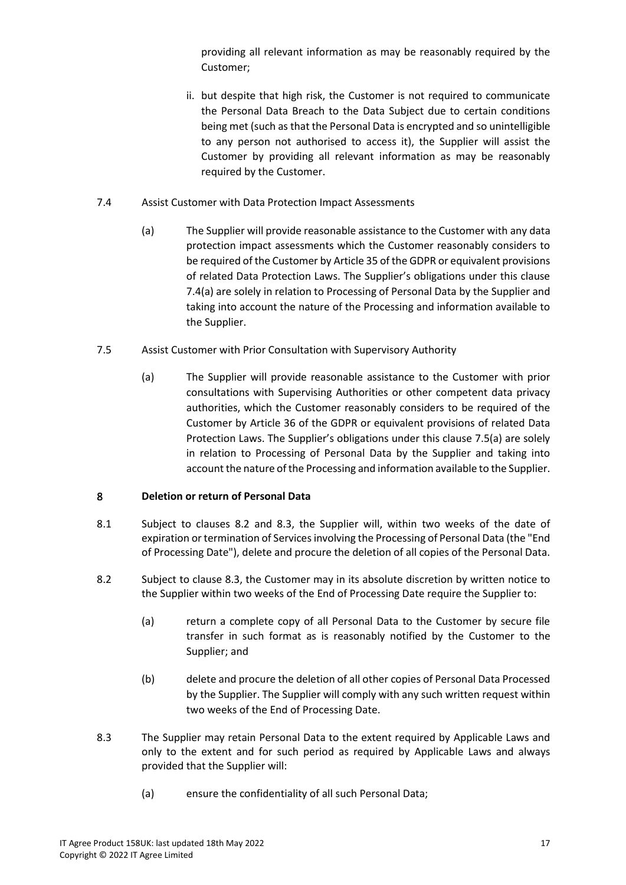providing all relevant information as may be reasonably required by the Customer;

ii. but despite that high risk, the Customer is not required to communicate the Personal Data Breach to the Data Subject due to certain conditions being met (such as that the Personal Data is encrypted and so unintelligible to any person not authorised to access it), the Supplier will assist the Customer by providing all relevant information as may be reasonably required by the Customer.

7.4 Assist Customer with Data Protection Impact Assessments

(a) The Supplier will provide reasonable assistance to the Customer with any data protection impact assessments which the Customer reasonably considers to be required of the Customer by Article 35 of the GDPR or equivalent provisions of related Data Protection Laws. The Supplier's obligations under this clause 7.4(a) are solely in relation to Processing of Personal Data by the Supplier and taking into account the nature of the Processing and information available to the Supplier.

7.5 Assist Customer with Prior Consultation with Supervisory Authority

(a) The Supplier will provide reasonable assistance to the Customer with prior consultations with Supervising Authorities or other competent data privacy authorities, which the Customer reasonably considers to be required of the Customer by Article 36 of the GDPR or equivalent provisions of related Data Protection Laws. The Supplier's obligations under this clause 7.5(a) are solely in relation to Processing of Personal Data by the Supplier and taking into account the nature of the Processing and information available to the Supplier.

## 8 Deletion or return of Personal Data

8.1 Subject to clauses 8.2 and 8.3, the Supplier will, within two weeks of the date of expiration or termination of Services involving the Processing of Personal Data (the "End of Processing Date"), delete and procure the deletion of all copies of the Personal Data.

8.2 Subject to clause 8.3, the Customer may in its absolute discretion by written notice to the Supplier within two weeks of the End of Processing Date require the Supplier to:

(a) return a complete copy of all Personal Data to the Customer by secure file transfer in such format as is reasonably notified by the Customer to the Supplier; and

(b) delete and procure the deletion of all other copies of Personal Data Processed by the Supplier. The Supplier will comply with any such written request within two weeks of the End of Processing Date.

8.3 The Supplier may retain Personal Data to the extent required by Applicable Laws and only to the extent and for such period as required by Applicable Laws and always provided that the Supplier will:

(a) ensure the confidentiality of all such Personal Data;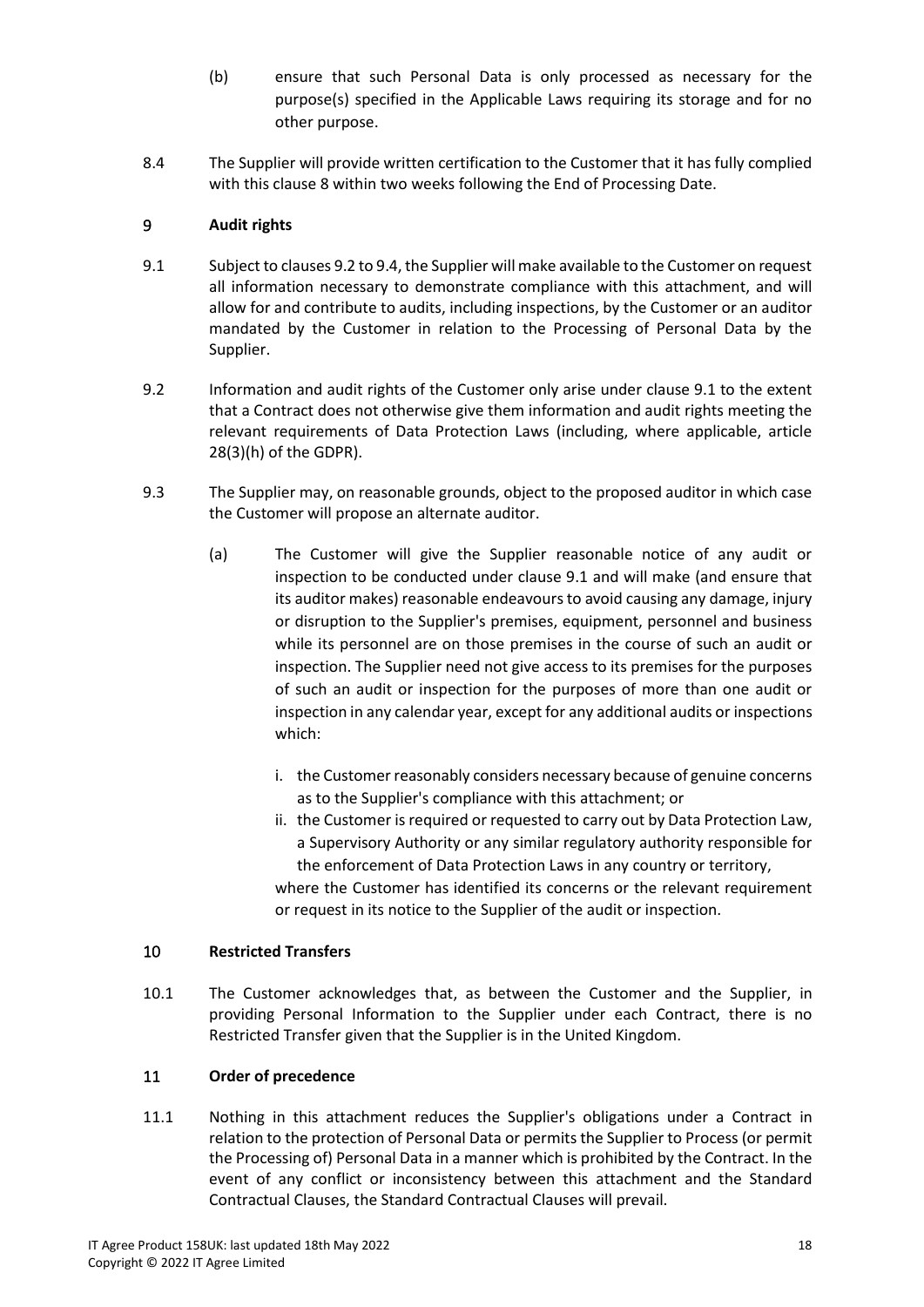(b) ensure that such Personal Data is only processed as necessary for the purpose(s) specified in the Applicable Laws requiring its storage and for no other purpose.

8.4 The Supplier will provide written certification to the Customer that it has fully complied with this clause 8 within two weeks following the End of Processing Date.

## 9 Audit rights

9.1 Subject to clauses 9.2 to 9.4, the Supplier will make available to the Customer on request all information necessary to demonstrate compliance with this attachment, and will allow for and contribute to audits, including inspections, by the Customer or an auditor mandated by the Customer in relation to the Processing of Personal Data by the Supplier.

9.2 Information and audit rights of the Customer only arise under clause 9.1 to the extent that a Contract does not otherwise give them information and audit rights meeting the relevant requirements of Data Protection Laws (including, where applicable, article 28(3)(h) of the GDPR).

9.3 The Supplier may, on reasonable grounds, object to the proposed auditor in which case the Customer will propose an alternate auditor.

(a) The Customer will give the Supplier reasonable notice of any audit or inspection to be conducted under clause 9.1 and will make (and ensure that its auditor makes) reasonable endeavours to avoid causing any damage, injury or disruption to the Supplier's premises, equipment, personnel and business while its personnel are on those premises in the course of such an audit or inspection. The Supplier need not give access to its premises for the purposes of such an audit or inspection for the purposes of more than one audit or inspection in any calendar year, except for any additional audits or inspections which:

i. the Customer reasonably considers necessary because of genuine concerns as to the Supplier's compliance with this attachment; or

ii. the Customer is required or requested to carry out by Data Protection Law, a Supervisory Authority or any similar regulatory authority responsible for the enforcement of Data Protection Laws in any country or territory,

where the Customer has identified its concerns or the relevant requirement or request in its notice to the Supplier of the audit or inspection.

## 10 Restricted Transfers

10.1 The Customer acknowledges that, as between the Customer and the Supplier, in providing Personal Information to the Supplier under each Contract, there is no Restricted Transfer given that the Supplier is in the United Kingdom.

## 11 Order of precedence

11.1 Nothing in this attachment reduces the Supplier's obligations under a Contract in relation to the protection of Personal Data or permits the Supplier to Process (or permit the Processing of) Personal Data in a manner which is prohibited by the Contract. In the event of any conflict or inconsistency between this attachment and the Standard Contractual Clauses, the Standard Contractual Clauses will prevail.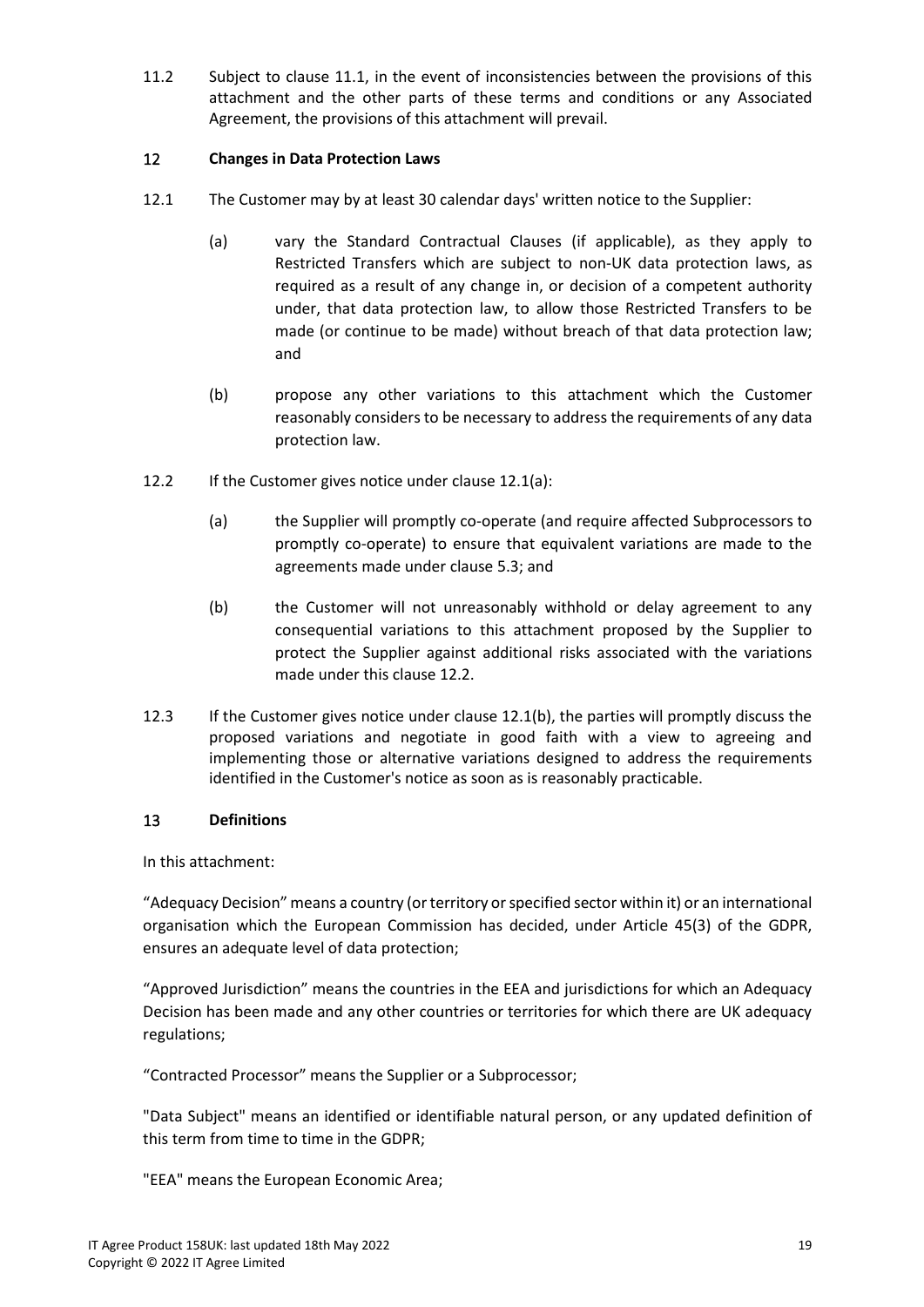11.2 Subject to clause 11.1, in the event of inconsistencies between the provisions of this attachment and the other parts of these terms and conditions or any Associated Agreement, the provisions of this attachment will prevail.

## 12 Changes in Data Protection Laws

12.1 The Customer may by at least 30 calendar days' written notice to the Supplier:

(a) vary the Standard Contractual Clauses (if applicable), as they apply to Restricted Transfers which are subject to non-UK data protection laws, as required as a result of any change in, or decision of a competent authority under, that data protection law, to allow those Restricted Transfers to be made (or continue to be made) without breach of that data protection law; and

(b) propose any other variations to this attachment which the Customer reasonably considers to be necessary to address the requirements of any data protection law.

12.2 If the Customer gives notice under clause 12.1(a):

(a) the Supplier will promptly co-operate (and require affected Subprocessors to promptly co-operate) to ensure that equivalent variations are made to the agreements made under clause 5.3; and

(b) the Customer will not unreasonably withhold or delay agreement to any consequential variations to this attachment proposed by the Supplier to protect the Supplier against additional risks associated with the variations made under this clause 12.2.

12.3 If the Customer gives notice under clause 12.1(b), the parties will promptly discuss the proposed variations and negotiate in good faith with a view to agreeing and implementing those or alternative variations designed to address the requirements identified in the Customer's notice as soon as is reasonably practicable.

## 13 Definitions

In this attachment:

"Adequacy Decision" means a country (or territory or specified sector within it) or an international organisation which the European Commission has decided, under Article 45(3) of the GDPR, ensures an adequate level of data protection;

"Approved Jurisdiction" means the countries in the EEA and jurisdictions for which an Adequacy Decision has been made and any other countries or territories for which there are UK adequacy regulations;

"Contracted Processor" means the Supplier or a Subprocessor;

"Data Subject" means an identified or identifiable natural person, or any updated definition of this term from time to time in the GDPR;

"EEA" means the European Economic Area;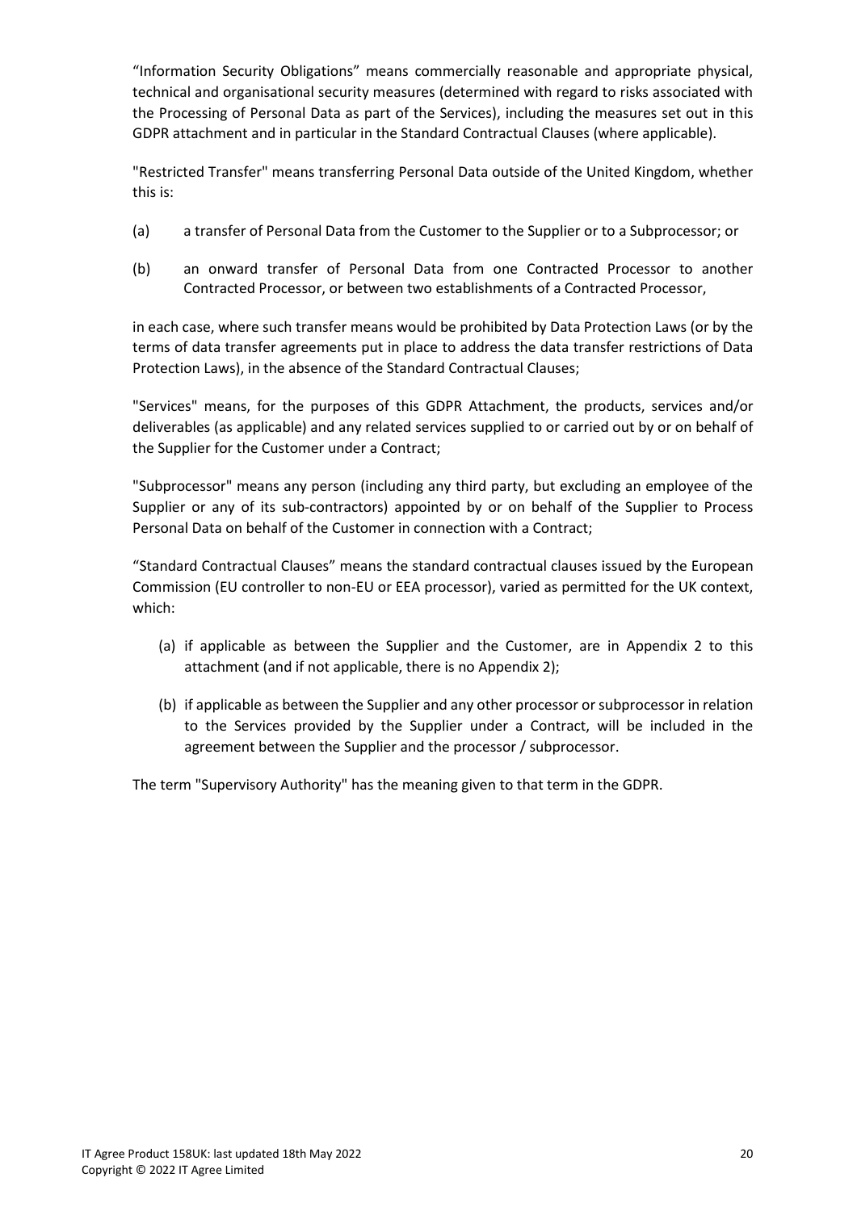"Information Security Obligations" means commercially reasonable and appropriate physical, technical and organisational security measures (determined with regard to risks associated with the Processing of Personal Data as part of the Services), including the measures set out in this GDPR attachment and in particular in the Standard Contractual Clauses (where applicable).

"Restricted Transfer" means transferring Personal Data outside of the United Kingdom, whether this is:

(a) a transfer of Personal Data from the Customer to the Supplier or to a Subprocessor; or

(b) an onward transfer of Personal Data from one Contracted Processor to another Contracted Processor, or between two establishments of a Contracted Processor,

in each case, where such transfer means would be prohibited by Data Protection Laws (or by the terms of data transfer agreements put in place to address the data transfer restrictions of Data Protection Laws), in the absence of the Standard Contractual Clauses;

"Services" means, for the purposes of this GDPR Attachment, the products, services and/or deliverables (as applicable) and any related services supplied to or carried out by or on behalf of the Supplier for the Customer under a Contract;

"Subprocessor" means any person (including any third party, but excluding an employee of the Supplier or any of its sub-contractors) appointed by or on behalf of the Supplier to Process Personal Data on behalf of the Customer in connection with a Contract;

"Standard Contractual Clauses" means the standard contractual clauses issued by the European Commission (EU controller to non-EU or EEA processor), varied as permitted for the UK context, which:

(a) if applicable as between the Supplier and the Customer, are in Appendix 2 to this attachment (and if not applicable, there is no Appendix 2);

(b) if applicable as between the Supplier and any other processor or subprocessor in relation to the Services provided by the Supplier under a Contract, will be included in the agreement between the Supplier and the processor / subprocessor.

The term "Supervisory Authority" has the meaning given to that term in the GDPR.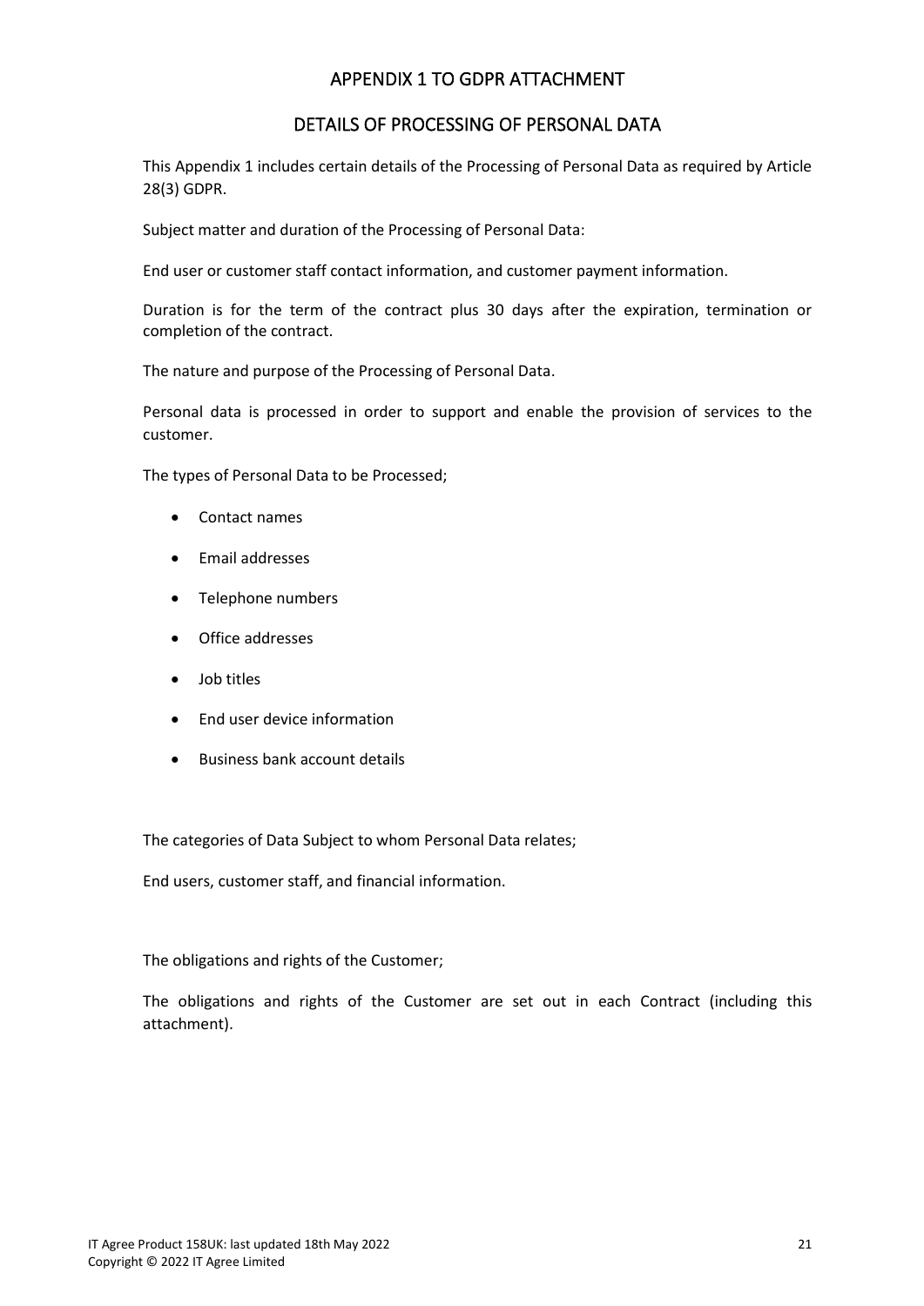# APPENDIX 1 TO GDPR ATTACHMENT

## DETAILS OF PROCESSING OF PERSONAL DATA

This Appendix 1 includes certain details of the Processing of Personal Data as required by Article 28(3) GDPR.

Subject matter and duration of the Processing of Personal Data:

End user or customer staff contact information, and customer payment information.

Duration is for the term of the contract plus 30 days after the expiration, termination or completion of the contract.

The nature and purpose of the Processing of Personal Data.

Personal data is processed in order to support and enable the provision of services to the customer.

The types of Personal Data to be Processed;

- Contact names
- Email addresses
- Telephone numbers
- Office addresses
- Job titles
- End user device information
- Business bank account details

The categories of Data Subject to whom Personal Data relates;

End users, customer staff, and financial information.

The obligations and rights of the Customer;

The obligations and rights of the Customer are set out in each Contract (including this attachment).